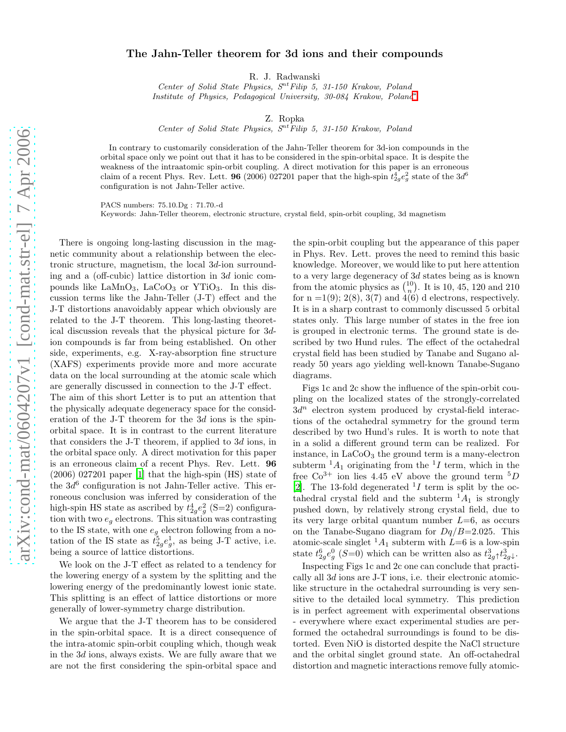# The Jahn-Teller theorem for 3d ions and their compounds

R. J. Radwanski

*Center of Solid State Physics, $S^{nt}$Filip 5, 31-150 Krakow, Poland*
*Institute of Physics, Pedagogical University, 30-084 Krakow, Poland*[*]

Z. Ropka

*Center of Solid State Physics, $S^{nt}$Filip 5, 31-150 Krakow, Poland*

In contrary to customarily consideration of the Jahn-Teller theorem for 3d-ion compounds in the orbital space only we point out that it has to be considered in the spin-orbital space. It is despite the weakness of the intraatomic spin-orbit coupling. A direct motivation for this paper is an erroneous claim of a recent Phys. Rev. Lett. **96** (2006) 027201 paper that the high-spin $t_{2g}^4e_g^2$ state of the $3d^6$ configuration is not Jahn-Teller active.

PACS numbers: 75.10.Dg : 71.70.-d
Keywords: Jahn-Teller theorem, electronic structure, crystal field, spin-orbit coupling, 3d magnetism

There is ongoing long-lasting discussion in the magnetic community about a relationship between the electronic structure, magnetism, the local $3d$-ion surrounding and a (off-cubic) lattice distortion in $3d$ ionic compounds like $LaMnO_3$, $LaCoO_3$ or $YTiO_3$. In this discussion terms like the Jahn-Teller (J-T) effect and the J-T distortions anavoidably appear which obviously are related to the J-T theorem. This long-lasting theoretical discussion reveals that the physical picture for $3d$-ion compounds is far from being established. On other side, experiments, e.g. X-ray-absorption fine structure (XAFS) experiments provide more and more accurate data on the local surrounding at the atomic scale which are generally discussed in connection to the J-T effect. The aim of this short Letter is to put an attention that the physically adequate degeneracy space for the consideration of the J-T theorem for the $3d$ ions is the spin-orbital space. It is in contrast to the current literature that considers the J-T theorem, if applied to $3d$ ions, in the orbital space only. A direct motivation for this paper is an erroneous claim of a recent Phys. Rev. Lett. **96** (2006) 027201 paper [1] that the high-spin (HS) state of the $3d^6$ configuration is not Jahn-Teller active. This erroneous conclusion was inferred by consideration of the high-spin HS state as ascribed by $t_{2g}^4e_g^2$ (S=2) configuration with two $e_g$ electrons. This situation was contrasting to the IS state, with one $e_g$ electron following from a notation of the IS state as $t_{2g}^5e_g^1$, as being J-T active, i.e. being a source of lattice distortions.

We look on the J-T effect as related to a tendency for the lowering energy of a system by the splitting and the lowering energy of the predominantly lowest ionic state. This splitting is an effect of lattice distortions or more generally of lower-symmetry charge distribution.

We argue that the J-T theorem has to be considered in the spin-orbital space. It is a direct consequence of the intra-atomic spin-orbit coupling which, though weak in the $3d$ ions, always exists. We are fully aware that we are not the first considering the spin-orbital space and the spin-orbit coupling but the appearance of this paper in Phys. Rev. Lett. proves the need to remind this basic knowledge. Moreover, we would like to put here attention to a very large degeneracy of $3d$ states being as is known from the atomic physics as $\binom{10}{n}$. It is 10, 45, 120 and 210 for n =1(9); 2(8), 3(7) and 4(6) d electrons, respectively. It is in a sharp contrast to commonly discussed 5 orbital states only. This large number of states in the free ion is grouped in electronic terms. The ground state is described by two Hund rules. The effect of the octahedral crystal field has been studied by Tanabe and Sugano already 50 years ago yielding well-known Tanabe-Sugano diagrams.

Figs 1c and 2c show the influence of the spin-orbit coupling on the localized states of the strongly-correlated $3d^n$ electron system produced by crystal-field interactions of the octahedral symmetry for the ground term described by two Hund's rules. It is worth to note that in a solid a different ground term can be realized. For instance, in $LaCoO_3$ the ground term is a many-electron subterm $^1A_1$ originating from the $^1I$ term, which in the free $Co^{3+}$ ion lies 4.45 eV above the ground term $^5D$ [2]. The 13-fold degenerated $^1I$ term is split by the octahedral crystal field and the subterm $^1A_1$ is strongly pushed down, by relatively strong crystal field, due to its very large orbital quantum number $L$=6, as occurs on the Tanabe-Sugano diagram for $Dq/B$=2.025. This atomic-scale singlet $^1A_1$ subterm with $L$=6 is a low-spin state $t_{2g}^6e_g^0$ ($S$=0) which can be written also as $t_{2g\uparrow}^3t_{2g\downarrow}^3$.

Inspecting Figs 1c and 2c one can conclude that practically all $3d$ ions are J-T ions, i.e. their electronic atomic-like structure in the octahedral surrounding is very sensitive to the detailed local symmetry. This prediction is in perfect agreement with experimental observations - everywhere where exact experimental studies are performed the octahedral surroundings is found to be distorted. Even NiO is distorted despite the NaCl structure and the orbital singlet ground state. An off-octahedral distortion and magnetic interactions remove fully atomic-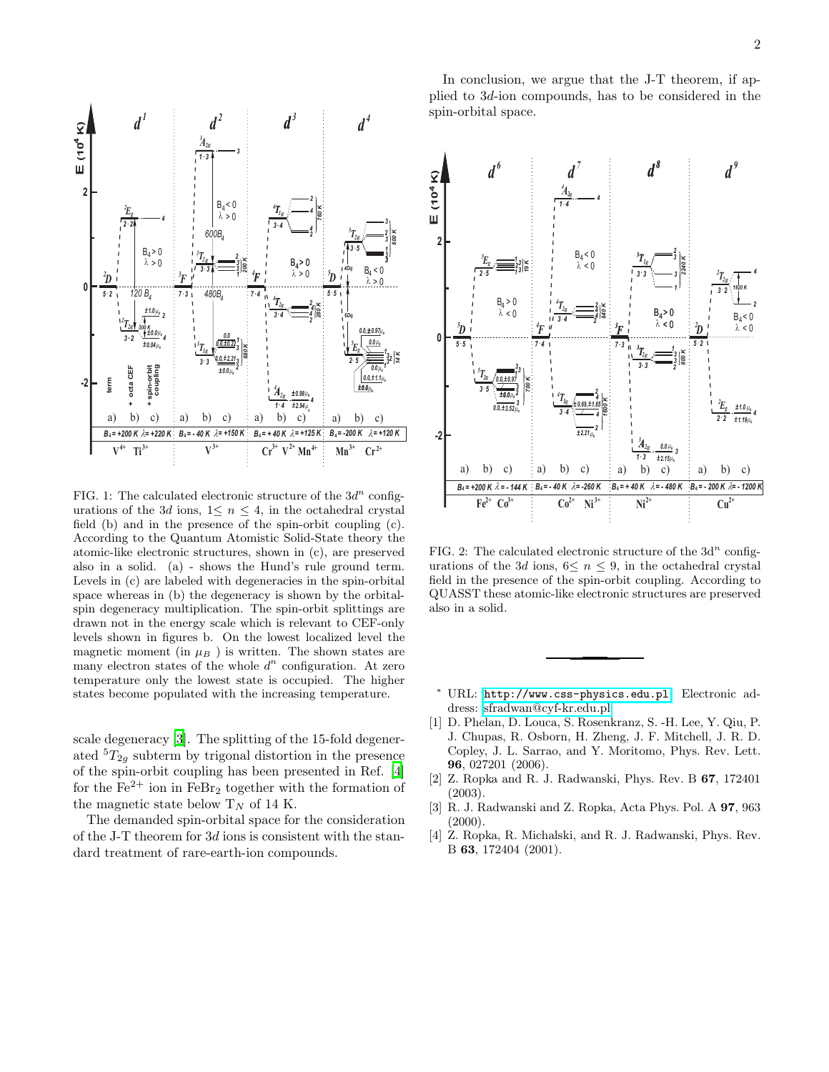FIG. 1: The calculated electronic structure of the $3d^n$ configurations of the $3d$ ions, $1 \leq n \leq 4$, in the octahedral crystal field (b) and in the presence of the spin-orbit coupling (c). According to the Quantum Atomistic Solid-State theory the atomic-like electronic structures, shown in (c), are preserved also in a solid. (a) - shows the Hund's rule ground term. Levels in (c) are labeled with degeneracies in the spin-orbital space whereas in (b) the degeneracy is shown by the orbital-spin degeneracy multiplication. The spin-orbit splittings are drawn not in the energy scale which is relevant to CEF-only levels shown in figures b. On the lowest localized level the magnetic moment (in $\mu_B$ ) is written. The shown states are many electron states of the whole $d^n$ configuration. At zero temperature only the lowest state is occupied. The higher states become populated with the increasing temperature.

scale degeneracy [3]. The splitting of the 15-fold degenerated $^5T_{2g}$ subterm by trigonal distortion in the presence of the spin-orbit coupling has been presented in Ref. [4] for the $Fe^{2+}$ ion in $FeBr_2$ together with the formation of the magnetic state below $T_N$ of 14 K.

The demanded spin-orbital space for the consideration of the J-T theorem for $3d$ ions is consistent with the standard treatment of rare-earth-ion compounds.

In conclusion, we argue that the J-T theorem, if applied to $3d$-ion compounds, has to be considered in the spin-orbital space.

FIG. 2: The calculated electronic structure of the $3d^n$ configurations of the $3d$ ions, $6 \leq n \leq 9$, in the octahedral crystal field in the presence of the spin-orbit coupling. According to QUASST these atomic-like electronic structures are preserved also in a solid.

---

* URL: http://www.css-physics.edu.pl; Electronic address: sfradwan@cyf-kr.edu.pl

[1] D. Phelan, D. Louca, S. Rosenkranz, S. -H. Lee, Y. Qiu, P. J. Chupas, R. Osborn, H. Zheng, J. F. Mitchell, J. R. D. Copley, J. L. Sarrao, and Y. Moritomo, Phys. Rev. Lett. **96**, 027201 (2006).

[2] Z. Ropka and R. J. Radwanski, Phys. Rev. B **67**, 172401 (2003).

[3] R. J. Radwanski and Z. Ropka, Acta Phys. Pol. A **97**, 963 (2000).

[4] Z. Ropka, R. Michalski, and R. J. Radwanski, Phys. Rev. B **63**, 172404 (2001).